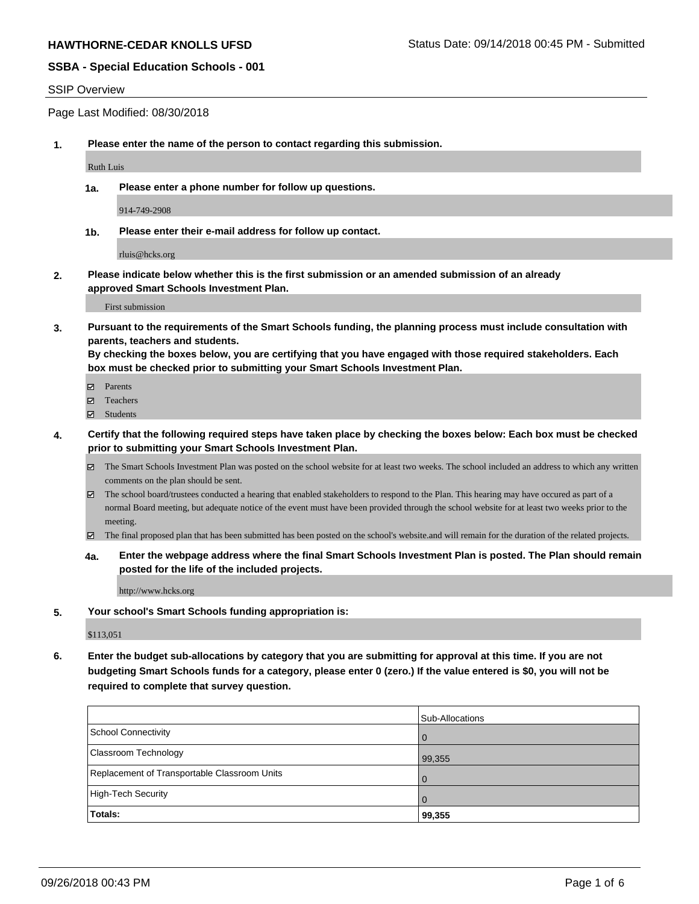**HAWTHORNE-CEDAR KNOLLS UFSD**

Status Date: 09/14/2018 00:45 PM - Submitted

**SSBA - Special Education Schools - 001**

SSIP Overview

Page Last Modified: 08/30/2018

1. **Please enter the name of the person to contact regarding this submission.**

   Ruth Luis

   1a. **Please enter a phone number for follow up questions.**

   914-749-2908

   1b. **Please enter their e-mail address for follow up contact.**

   rluis@hcks.org

2. **Please indicate below whether this is the first submission or an amended submission of an already approved Smart Schools Investment Plan.**

   First submission

3. **Pursuant to the requirements of the Smart Schools funding, the planning process must include consultation with parents, teachers and students. By checking the boxes below, you are certifying that you have engaged with those required stakeholders. Each box must be checked prior to submitting your Smart Schools Investment Plan.**

   - ☑ Parents
   - ☑ Teachers
   - ☑ Students

4. **Certify that the following required steps have taken place by checking the boxes below: Each box must be checked prior to submitting your Smart Schools Investment Plan.**

   - ☑ The Smart Schools Investment Plan was posted on the school website for at least two weeks. The school included an address to which any written comments on the plan should be sent.
   - ☑ The school board/trustees conducted a hearing that enabled stakeholders to respond to the Plan. This hearing may have occured as part of a normal Board meeting, but adequate notice of the event must have been provided through the school website for at least two weeks prior to the meeting.
   - ☑ The final proposed plan that has been submitted has been posted on the school's website.and will remain for the duration of the related projects.

   4a. **Enter the webpage address where the final Smart Schools Investment Plan is posted. The Plan should remain posted for the life of the included projects.**

   http://www.hcks.org

5. **Your school's Smart Schools funding appropriation is:**

   $113,051

6. **Enter the budget sub-allocations by category that you are submitting for approval at this time. If you are not budgeting Smart Schools funds for a category, please enter 0 (zero.) If the value entered is $0, you will not be required to complete that survey question.**

| | Sub-Allocations |
|---|---|
| School Connectivity | 0 |
| Classroom Technology | 99,355 |
| Replacement of Transportable Classroom Units | 0 |
| High-Tech Security | 0 |
| **Totals:** | **99,355** |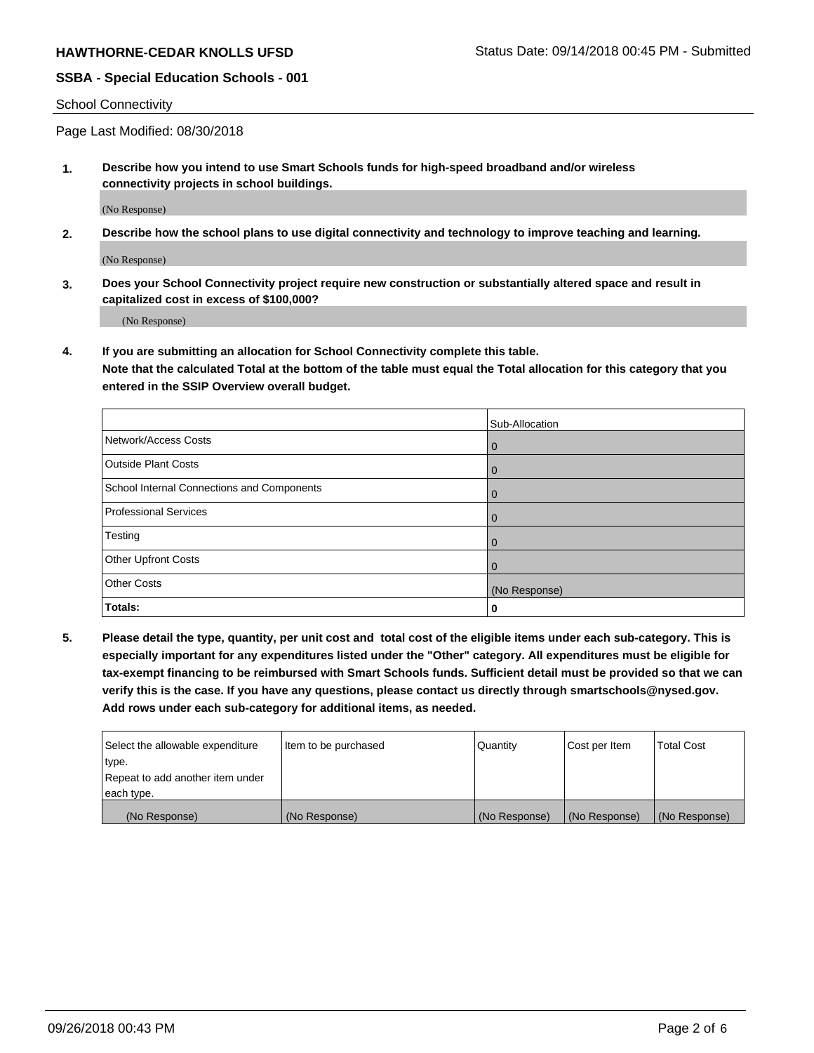School Connectivity

Page Last Modified: 08/30/2018

**1. Describe how you intend to use Smart Schools funds for high-speed broadband and/or wireless connectivity projects in school buildings.**

(No Response)

**2. Describe how the school plans to use digital connectivity and technology to improve teaching and learning.**

(No Response)

**3. Does your School Connectivity project require new construction or substantially altered space and result in capitalized cost in excess of $100,000?**

(No Response)

**4. If you are submitting an allocation for School Connectivity complete this table. Note that the calculated Total at the bottom of the table must equal the Total allocation for this category that you entered in the SSIP Overview overall budget.**

| | Sub-Allocation |
|---|---|
| Network/Access Costs | 0 |
| Outside Plant Costs | 0 |
| School Internal Connections and Components | 0 |
| Professional Services | 0 |
| Testing | 0 |
| Other Upfront Costs | 0 |
| Other Costs | (No Response) |
| **Totals:** | **0** |

**5. Please detail the type, quantity, per unit cost and total cost of the eligible items under each sub-category. This is especially important for any expenditures listed under the "Other" category. All expenditures must be eligible for tax-exempt financing to be reimbursed with Smart Schools funds. Sufficient detail must be provided so that we can verify this is the case. If you have any questions, please contact us directly through smartschools@nysed.gov. Add rows under each sub-category for additional items, as needed.**

| Select the allowable expenditure type. Repeat to add another item under each type. | Item to be purchased | Quantity | Cost per Item | Total Cost |
|---|---|---|---|---|
| (No Response) | (No Response) | (No Response) | (No Response) | (No Response) |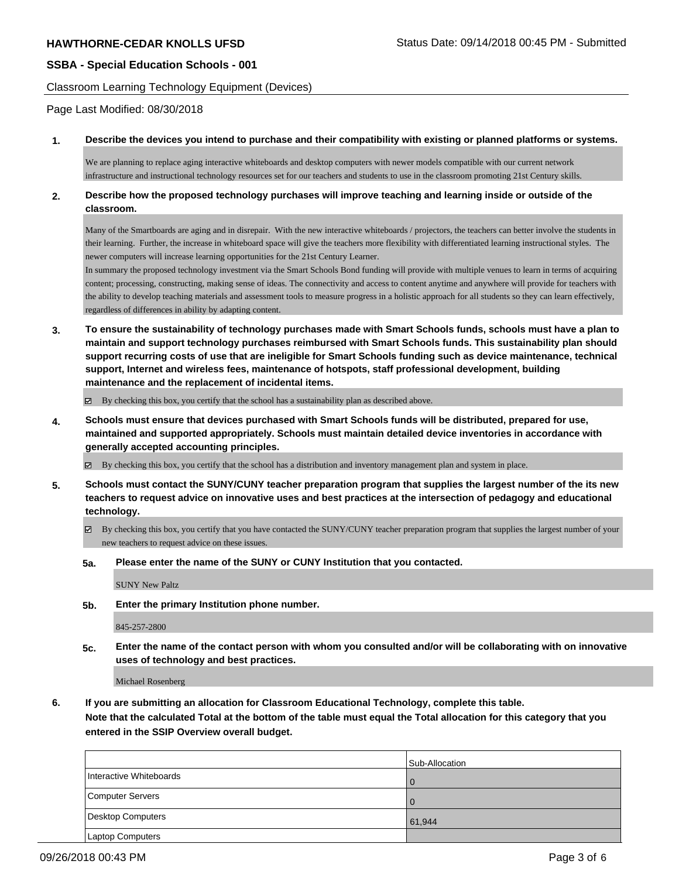**HAWTHORNE-CEDAR KNOLLS UFSD** Status Date: 09/14/2018 00:45 PM - Submitted

**SSBA - Special Education Schools - 001**

Classroom Learning Technology Equipment (Devices)

Page Last Modified: 08/30/2018

**1. Describe the devices you intend to purchase and their compatibility with existing or planned platforms or systems.**

We are planning to replace aging interactive whiteboards and desktop computers with newer models compatible with our current network infrastructure and instructional technology resources set for our teachers and students to use in the classroom promoting 21st Century skills.

**2. Describe how the proposed technology purchases will improve teaching and learning inside or outside of the classroom.**

Many of the Smartboards are aging and in disrepair. With the new interactive whiteboards / projectors, the teachers can better involve the students in their learning. Further, the increase in whiteboard space will give the teachers more flexibility with differentiated learning instructional styles. The newer computers will increase learning opportunities for the 21st Century Learner.

In summary the proposed technology investment via the Smart Schools Bond funding will provide with multiple venues to learn in terms of acquiring content; processing, constructing, making sense of ideas. The connectivity and access to content anytime and anywhere will provide for teachers with the ability to develop teaching materials and assessment tools to measure progress in a holistic approach for all students so they can learn effectively, regardless of differences in ability by adapting content.

**3. To ensure the sustainability of technology purchases made with Smart Schools funds, schools must have a plan to maintain and support technology purchases reimbursed with Smart Schools funds. This sustainability plan should support recurring costs of use that are ineligible for Smart Schools funding such as device maintenance, technical support, Internet and wireless fees, maintenance of hotspots, staff professional development, building maintenance and the replacement of incidental items.**

☑ By checking this box, you certify that the school has a sustainability plan as described above.

**4. Schools must ensure that devices purchased with Smart Schools funds will be distributed, prepared for use, maintained and supported appropriately. Schools must maintain detailed device inventories in accordance with generally accepted accounting principles.**

☑ By checking this box, you certify that the school has a distribution and inventory management plan and system in place.

**5. Schools must contact the SUNY/CUNY teacher preparation program that supplies the largest number of the its new teachers to request advice on innovative uses and best practices at the intersection of pedagogy and educational technology.**

☑ By checking this box, you certify that you have contacted the SUNY/CUNY teacher preparation program that supplies the largest number of your new teachers to request advice on these issues.

**5a. Please enter the name of the SUNY or CUNY Institution that you contacted.**

SUNY New Paltz

**5b. Enter the primary Institution phone number.**

845-257-2800

**5c. Enter the name of the contact person with whom you consulted and/or will be collaborating with on innovative uses of technology and best practices.**

Michael Rosenberg

**6. If you are submitting an allocation for Classroom Educational Technology, complete this table.**
**Note that the calculated Total at the bottom of the table must equal the Total allocation for this category that you entered in the SSIP Overview overall budget.**

| | Sub-Allocation |
|---|---|
| Interactive Whiteboards | 0 |
| Computer Servers | 0 |
| Desktop Computers | 61,944 |
| Laptop Computers | |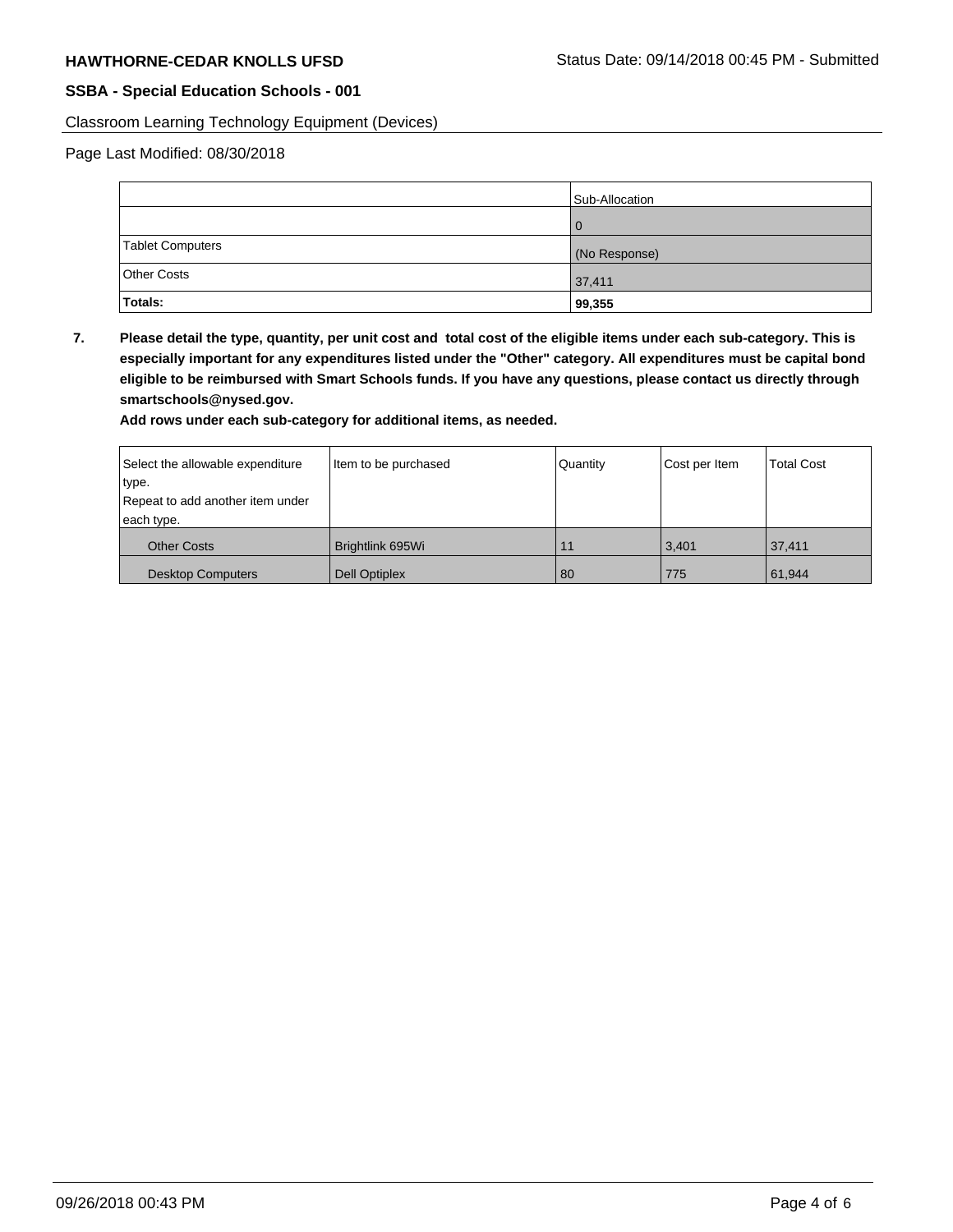**HAWTHORNE-CEDAR KNOLLS UFSD**

Status Date: 09/14/2018 00:45 PM - Submitted

**SSBA - Special Education Schools - 001**

Classroom Learning Technology Equipment (Devices)

Page Last Modified: 08/30/2018

| | Sub-Allocation |
|---|---|
| | 0 |
| Tablet Computers | (No Response) |
| Other Costs | 37,411 |
| **Totals:** | **99,355** |

**7. Please detail the type, quantity, per unit cost and total cost of the eligible items under each sub-category. This is especially important for any expenditures listed under the "Other" category. All expenditures must be capital bond eligible to be reimbursed with Smart Schools funds. If you have any questions, please contact us directly through smartschools@nysed.gov.**

**Add rows under each sub-category for additional items, as needed.**

| Select the allowable expenditure type. Repeat to add another item under each type. | Item to be purchased | Quantity | Cost per Item | Total Cost |
|---|---|---|---|---|
| Other Costs | Brightlink 695Wi | 11 | 3,401 | 37,411 |
| Desktop Computers | Dell Optiplex | 80 | 775 | 61,944 |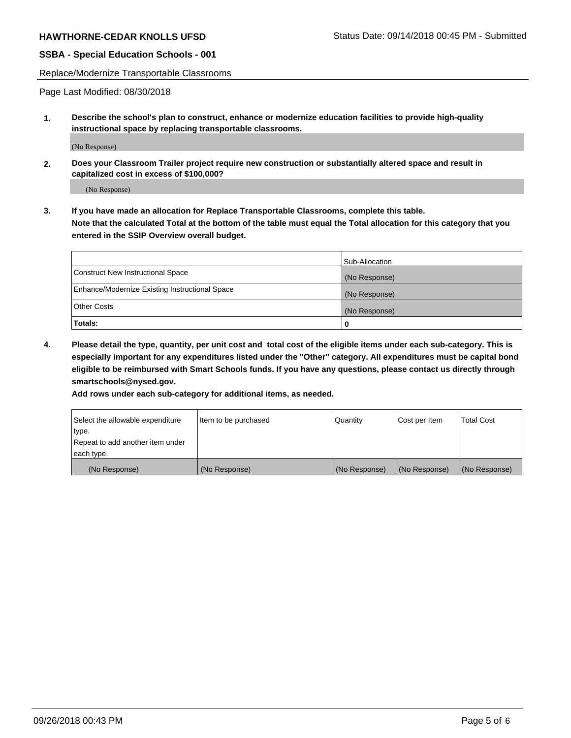**HAWTHORNE-CEDAR KNOLLS UFSD** Status Date: 09/14/2018 00:45 PM - Submitted

**SSBA - Special Education Schools - 001**

Replace/Modernize Transportable Classrooms

Page Last Modified: 08/30/2018

1. **Describe the school's plan to construct, enhance or modernize education facilities to provide high-quality instructional space by replacing transportable classrooms.**

   (No Response)

2. **Does your Classroom Trailer project require new construction or substantially altered space and result in capitalized cost in excess of $100,000?**

   (No Response)

3. **If you have made an allocation for Replace Transportable Classrooms, complete this table. Note that the calculated Total at the bottom of the table must equal the Total allocation for this category that you entered in the SSIP Overview overall budget.**

| | Sub-Allocation |
|---|---|
| Construct New Instructional Space | (No Response) |
| Enhance/Modernize Existing Instructional Space | (No Response) |
| Other Costs | (No Response) |
| **Totals:** | 0 |

4. **Please detail the type, quantity, per unit cost and total cost of the eligible items under each sub-category. This is especially important for any expenditures listed under the "Other" category. All expenditures must be capital bond eligible to be reimbursed with Smart Schools funds. If you have any questions, please contact us directly through smartschools@nysed.gov.**

   **Add rows under each sub-category for additional items, as needed.**

| Select the allowable expenditure type. Repeat to add another item under each type. | Item to be purchased | Quantity | Cost per Item | Total Cost |
|---|---|---|---|---|
| (No Response) | (No Response) | (No Response) | (No Response) | (No Response) |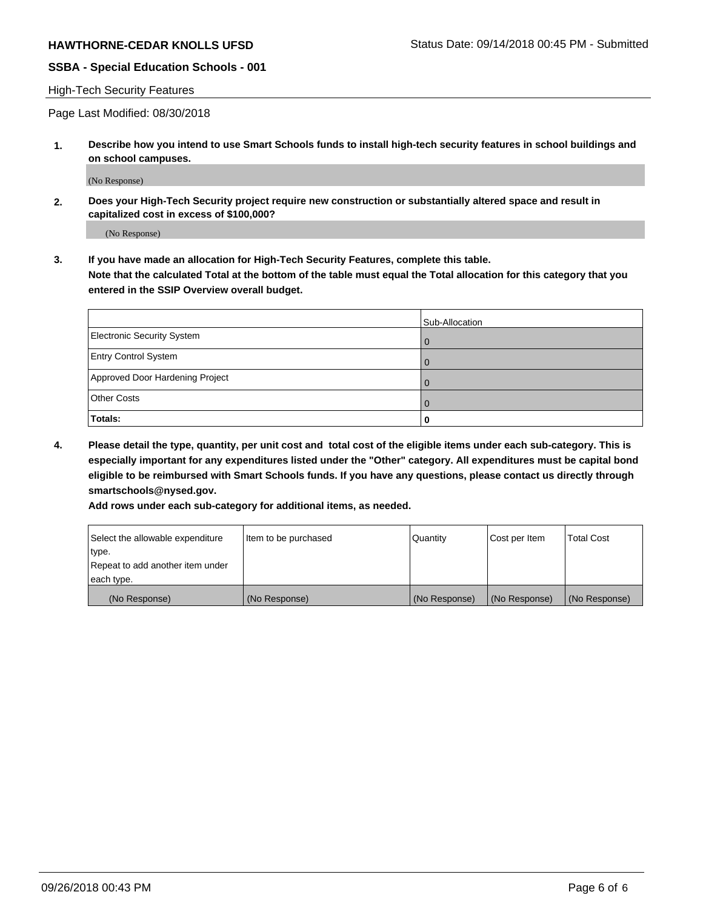HAWTHORNE-CEDAR KNOLLS UFSD

Status Date: 09/14/2018 00:45 PM - Submitted

**SSBA - Special Education Schools - 001**

High-Tech Security Features

Page Last Modified: 08/30/2018

**1. Describe how you intend to use Smart Schools funds to install high-tech security features in school buildings and on school campuses.**

(No Response)

**2. Does your High-Tech Security project require new construction or substantially altered space and result in capitalized cost in excess of $100,000?**

(No Response)

**3. If you have made an allocation for High-Tech Security Features, complete this table.**
**Note that the calculated Total at the bottom of the table must equal the Total allocation for this category that you entered in the SSIP Overview overall budget.**

| | Sub-Allocation |
|---|---|
| Electronic Security System | 0 |
| Entry Control System | 0 |
| Approved Door Hardening Project | 0 |
| Other Costs | 0 |
| **Totals:** | **0** |

**4. Please detail the type, quantity, per unit cost and total cost of the eligible items under each sub-category. This is especially important for any expenditures listed under the "Other" category. All expenditures must be capital bond eligible to be reimbursed with Smart Schools funds. If you have any questions, please contact us directly through smartschools@nysed.gov.**
**Add rows under each sub-category for additional items, as needed.**

| Select the allowable expenditure type. Repeat to add another item under each type. | Item to be purchased | Quantity | Cost per Item | Total Cost |
|---|---|---|---|---|
| (No Response) | (No Response) | (No Response) | (No Response) | (No Response) |